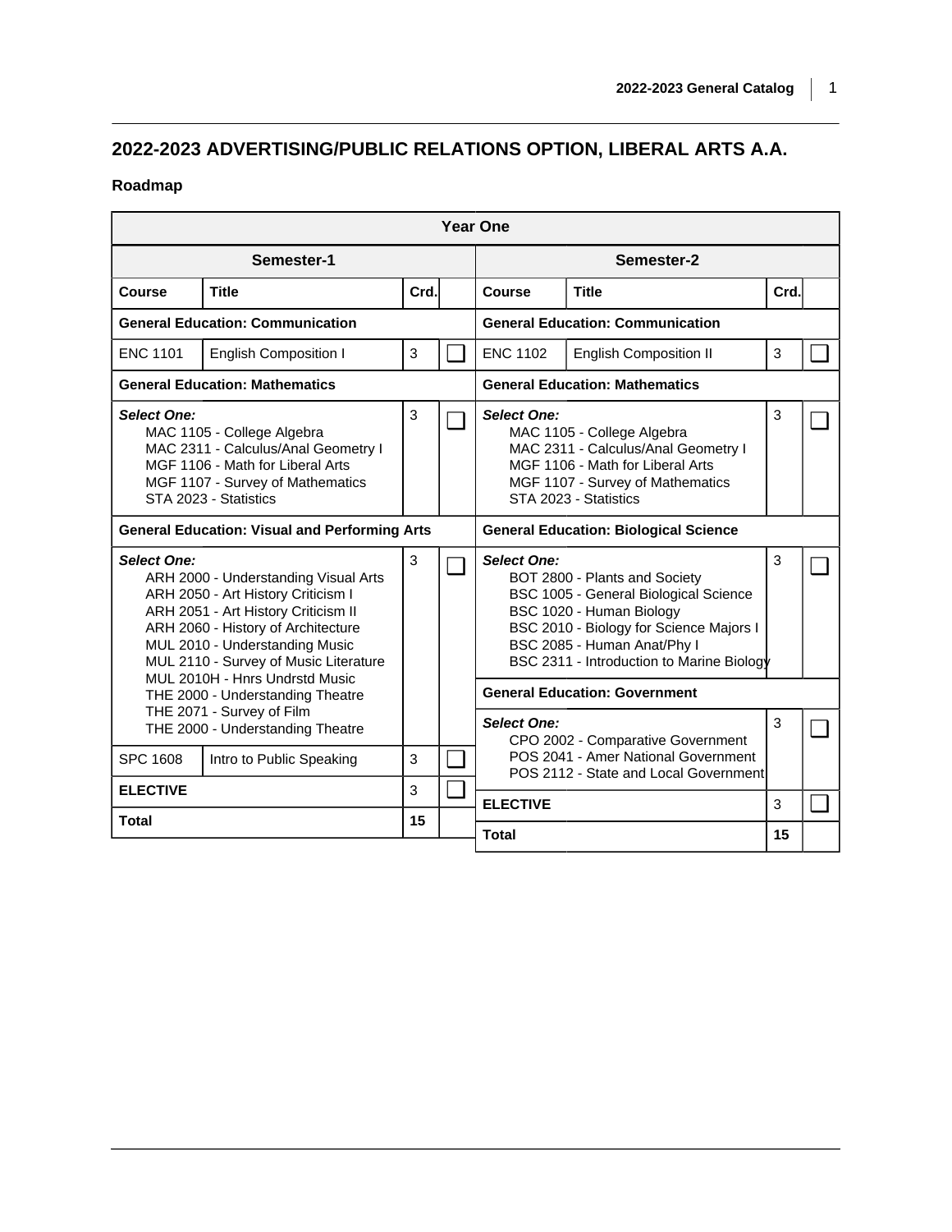## 2022-2023 ADVERTISING/PUBLIC RELATIONS OPTION, LIBERAL ARTS A.A.

### Roadmap

**Year One**

**Semester-1**

| Course | Title | Crd. | |
|---|---|---|---|
| **General Education: Communication** | | | |
| ENC 1101 | English Composition I | 3 | ☐ |
| **General Education: Mathematics** | | | |
| ***Select One:*** MAC 1105 - College Algebra; MAC 2311 - Calculus/Anal Geometry I; MGF 1106 - Math for Liberal Arts; MGF 1107 - Survey of Mathematics; STA 2023 - Statistics | | 3 | ☐ |
| **General Education: Visual and Performing Arts** | | | |
| ***Select One:*** ARH 2000 - Understanding Visual Arts; ARH 2050 - Art History Criticism I; ARH 2051 - Art History Criticism II; ARH 2060 - History of Architecture; MUL 2010 - Understanding Music; MUL 2110 - Survey of Music Literature; MUL 2010H - Hnrs Undrstd Music; THE 2000 - Understanding Theatre; THE 2071 - Survey of Film; THE 2000 - Understanding Theatre | | 3 | ☐ |
| SPC 1608 | Intro to Public Speaking | 3 | ☐ |
| **ELECTIVE** | | 3 | ☐ |
| **Total** | | **15** | |

**Semester-2**

| Course | Title | Crd. | |
|---|---|---|---|
| **General Education: Communication** | | | |
| ENC 1102 | English Composition II | 3 | ☐ |
| **General Education: Mathematics** | | | |
| ***Select One:*** MAC 1105 - College Algebra; MAC 2311 - Calculus/Anal Geometry I; MGF 1106 - Math for Liberal Arts; MGF 1107 - Survey of Mathematics; STA 2023 - Statistics | | 3 | ☐ |
| **General Education: Biological Science** | | | |
| ***Select One:*** BOT 2800 - Plants and Society; BSC 1005 - General Biological Science; BSC 1020 - Human Biology; BSC 2010 - Biology for Science Majors I; BSC 2085 - Human Anat/Phy I; BSC 2311 - Introduction to Marine Biology | | 3 | ☐ |
| **General Education: Government** | | | |
| ***Select One:*** CPO 2002 - Comparative Government; POS 2041 - Amer National Government; POS 2112 - State and Local Government | | 3 | ☐ |
| **ELECTIVE** | | 3 | ☐ |
| **Total** | | **15** | |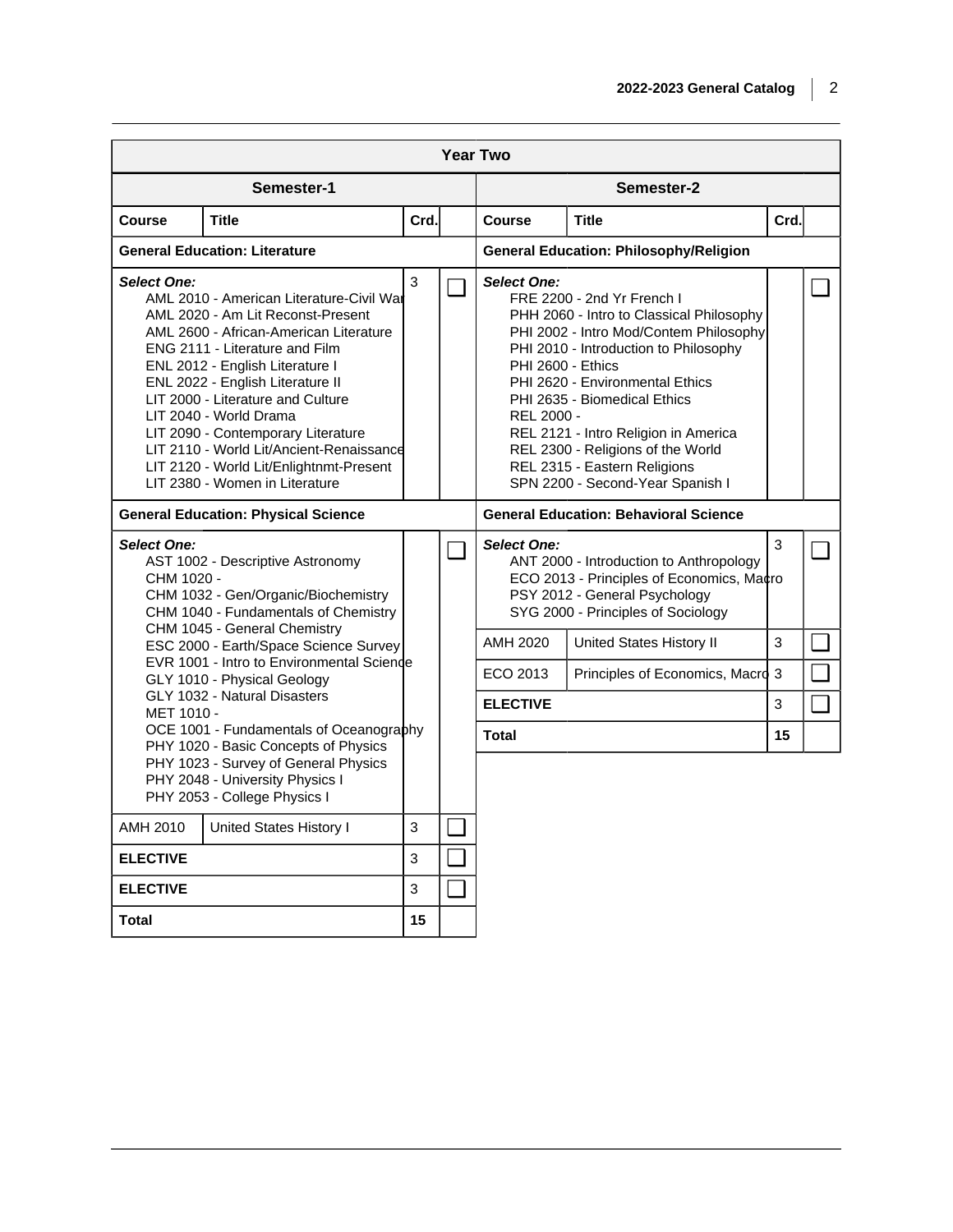## Year Two

### Semester-1

| Course | Title | Crd. | |
|---|---|---|---|
| **General Education: Literature** | | | |
| ***Select One:*** AML 2010 - American Literature-Civil War; AML 2020 - Am Lit Reconst-Present; AML 2600 - African-American Literature; ENG 2111 - Literature and Film; ENL 2012 - English Literature I; ENL 2022 - English Literature II; LIT 2000 - Literature and Culture; LIT 2040 - World Drama; LIT 2090 - Contemporary Literature; LIT 2110 - World Lit/Ancient-Renaissance; LIT 2120 - World Lit/Enlightnmt-Present; LIT 2380 - Women in Literature | | 3 | ☐ |
| **General Education: Physical Science** | | | |
| ***Select One:*** AST 1002 - Descriptive Astronomy; CHM 1020 -; CHM 1032 - Gen/Organic/Biochemistry; CHM 1040 - Fundamentals of Chemistry; CHM 1045 - General Chemistry; ESC 2000 - Earth/Space Science Survey; EVR 1001 - Intro to Environmental Science; GLY 1010 - Physical Geology; GLY 1032 - Natural Disasters; MET 1010 -; OCE 1001 - Fundamentals of Oceanography; PHY 1020 - Basic Concepts of Physics; PHY 1023 - Survey of General Physics; PHY 2048 - University Physics I; PHY 2053 - College Physics I | | | ☐ |
| AMH 2010 | United States History I | 3 | ☐ |
| **ELECTIVE** | | 3 | ☐ |
| **ELECTIVE** | | 3 | ☐ |
| **Total** | | **15** | |

### Semester-2

| Course | Title | Crd. | |
|---|---|---|---|
| **General Education: Philosophy/Religion** | | | |
| ***Select One:*** FRE 2200 - 2nd Yr French I; PHH 2060 - Intro to Classical Philosophy; PHI 2002 - Intro Mod/Contem Philosophy; PHI 2010 - Introduction to Philosophy; PHI 2600 - Ethics; PHI 2620 - Environmental Ethics; PHI 2635 - Biomedical Ethics; REL 2000 -; REL 2121 - Intro Religion in America; REL 2300 - Religions of the World; REL 2315 - Eastern Religions; SPN 2200 - Second-Year Spanish I | | | ☐ |
| **General Education: Behavioral Science** | | | |
| ***Select One:*** ANT 2000 - Introduction to Anthropology; ECO 2013 - Principles of Economics, Macro; PSY 2012 - General Psychology; SYG 2000 - Principles of Sociology | | 3 | ☐ |
| AMH 2020 | United States History II | 3 | ☐ |
| ECO 2013 | Principles of Economics, Macro | 3 | ☐ |
| **ELECTIVE** | | 3 | ☐ |
| **Total** | | **15** | |